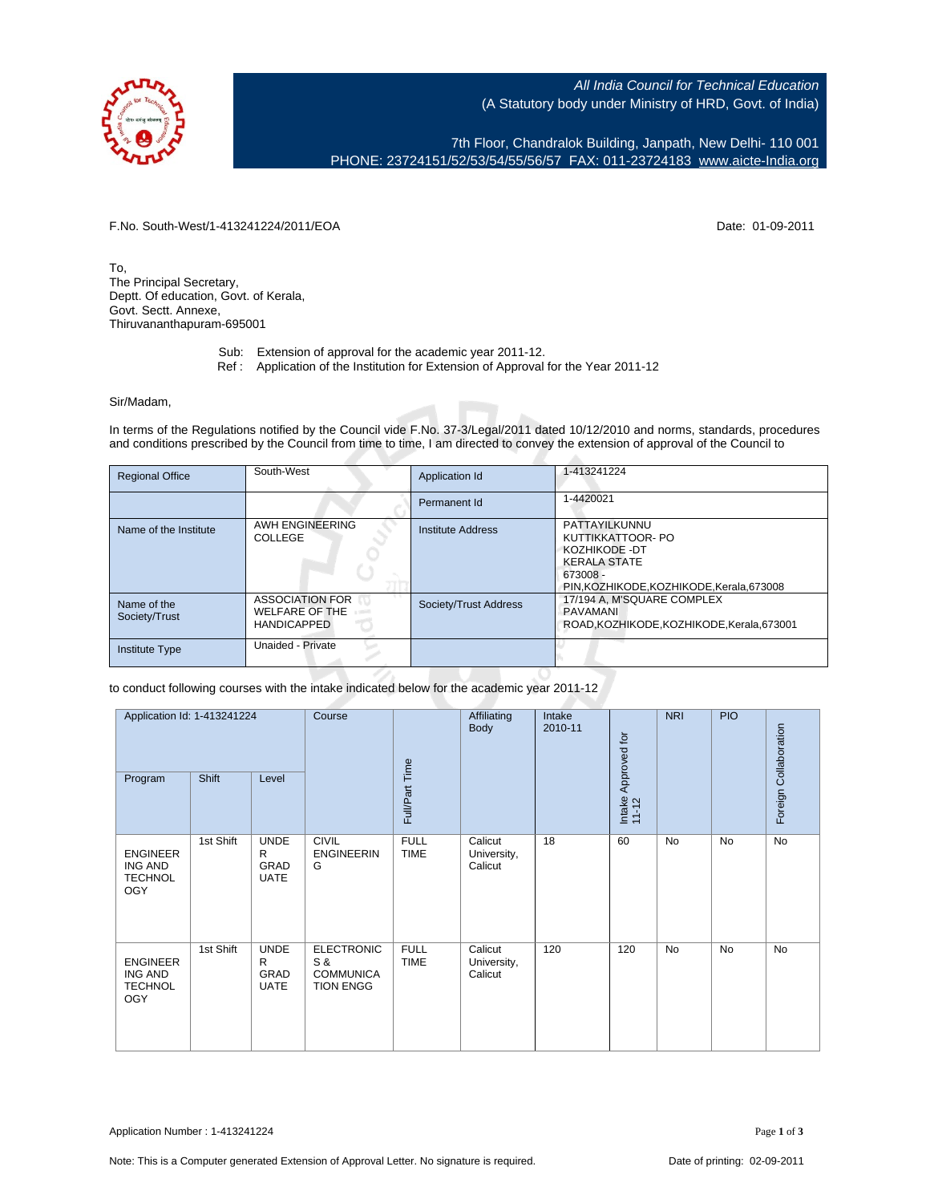All India Council for Technical Education
(A Statutory body under Ministry of HRD, Govt. of India)

7th Floor, Chandralok Building, Janpath, New Delhi- 110 001
PHONE: 23724151/52/53/54/55/56/57 FAX: 011-23724183 www.aicte-India.org

F.No. South-West/1-413241224/2011/EOA Date: 01-09-2011

To,
The Principal Secretary,
Deptt. Of education, Govt. of Kerala,
Govt. Sectt. Annexe,
Thiruvananthapuram-695001

Sub: Extension of approval for the academic year 2011-12.
Ref : Application of the Institution for Extension of Approval for the Year 2011-12

Sir/Madam,

In terms of the Regulations notified by the Council vide F.No. 37-3/Legal/2011 dated 10/12/2010 and norms, standards, procedures and conditions prescribed by the Council from time to time, I am directed to convey the extension of approval of the Council to

| Regional Office | South-West | Application Id | 1-413241224 |
|---|---|---|---|
| | | Permanent Id | 1-4420021 |
| Name of the Institute | AWH ENGINEERING COLLEGE | Institute Address | PATTAYILKUNNU KUTTIKKATTOOR- PO KOZHIKODE -DT KERALA STATE 673008 - PIN,KOZHIKODE,KOZHIKODE,Kerala,673008 |
| Name of the Society/Trust | ASSOCIATION FOR WELFARE OF THE HANDICAPPED | Society/Trust Address | 17/194 A, M'SQUARE COMPLEX PAVAMANI ROAD,KOZHIKODE,KOZHIKODE,Kerala,673001 |
| Institute Type | Unaided - Private | | |

to conduct following courses with the intake indicated below for the academic year 2011-12

| Application Id: 1-413241224 | | | Course | Full/Part Time | Affiliating Body | Intake 2010-11 | Intake Approved for 11-12 | NRI | PIO | Foreign Collaboration |
|---|---|---|---|---|---|---|---|---|---|---|
| Program | Shift | Level | | | | | | | | |
| ENGINEERING AND TECHNOLOGY | 1st Shift | UNDER GRADUATE | CIVIL ENGINEERING | FULL TIME | Calicut University, Calicut | 18 | 60 | No | No | No |
| ENGINEERING AND TECHNOLOGY | 1st Shift | UNDER GRADUATE | ELECTRONICS & COMMUNICATION ENGG | FULL TIME | Calicut University, Calicut | 120 | 120 | No | No | No |

Application Number : 1-413241224

Note: This is a Computer generated Extension of Approval Letter. No signature is required. Date of printing: 02-09-2011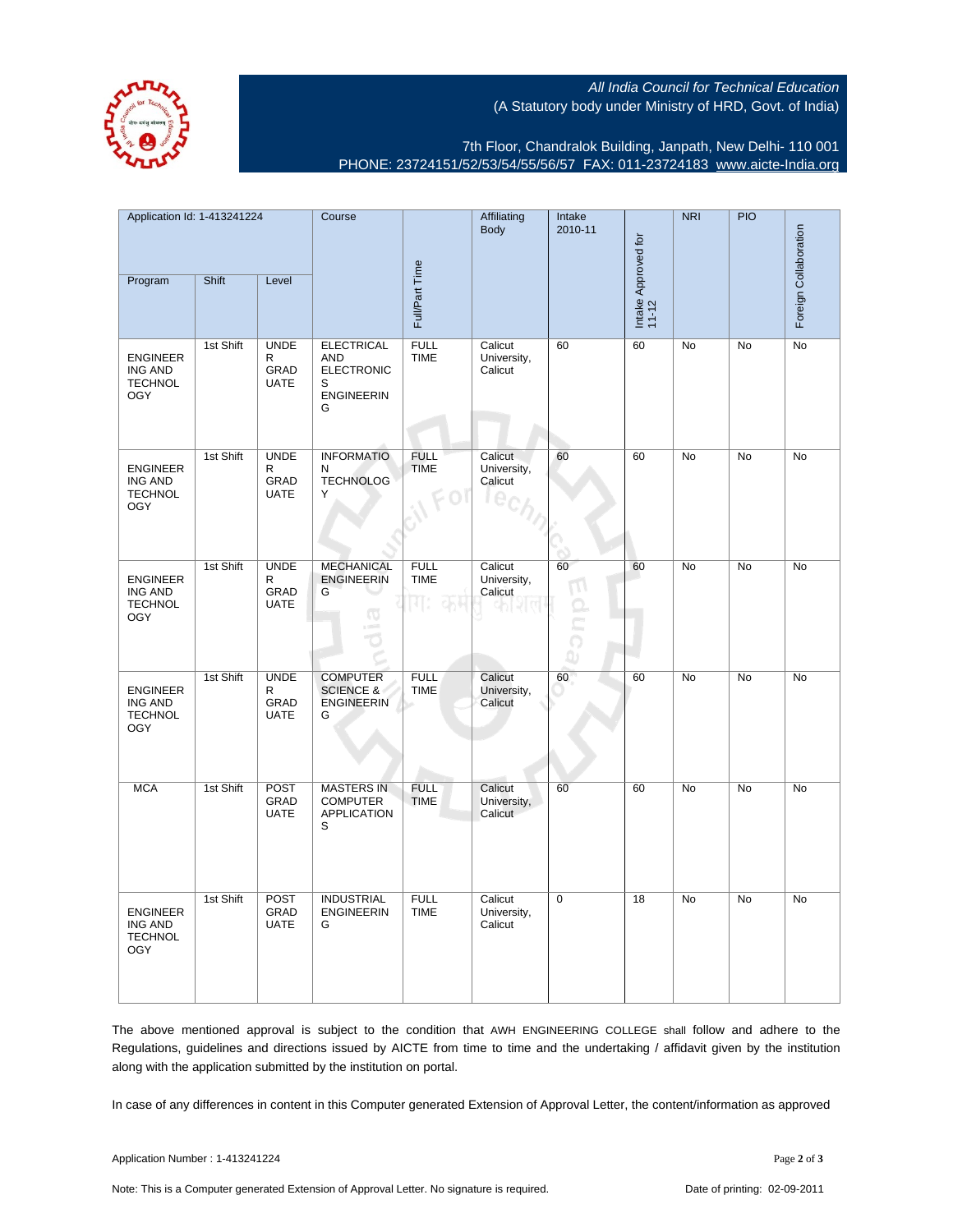All India Council for Technical Education
(A Statutory body under Ministry of HRD, Govt. of India)

7th Floor, Chandralok Building, Janpath, New Delhi- 110 001
PHONE: 23724151/52/53/54/55/56/57 FAX: 011-23724183 www.aicte-India.org

| Application Id: 1-413241224 | | | Course | Full/Part Time | Affiliating Body | Intake 2010-11 | Intake Approved for 11-12 | NRI | PIO | Foreign Collaboration |
|---|---|---|---|---|---|---|---|---|---|---|
| Program | Shift | Level | | | | | | | | |
| ENGINEERING AND TECHNOLOGY | 1st Shift | UNDER GRADUATE | ELECTRICAL AND ELECTRONICS ENGINEERING | FULL TIME | Calicut University, Calicut | 60 | 60 | No | No | No |
| ENGINEERING AND TECHNOLOGY | 1st Shift | UNDER GRADUATE | INFORMATION TECHNOLOGY | FULL TIME | Calicut University, Calicut | 60 | 60 | No | No | No |
| ENGINEERING AND TECHNOLOGY | 1st Shift | UNDER GRADUATE | MECHANICAL ENGINEERING | FULL TIME | Calicut University, Calicut | 60 | 60 | No | No | No |
| ENGINEERING AND TECHNOLOGY | 1st Shift | UNDER GRADUATE | COMPUTER SCIENCE & ENGINEERING | FULL TIME | Calicut University, Calicut | 60 | 60 | No | No | No |
| MCA | 1st Shift | POST GRADUATE | MASTERS IN COMPUTER APPLICATIONS | FULL TIME | Calicut University, Calicut | 60 | 60 | No | No | No |
| ENGINEERING AND TECHNOLOGY | 1st Shift | POST GRADUATE | INDUSTRIAL ENGINEERING | FULL TIME | Calicut University, Calicut | 0 | 18 | No | No | No |

The above mentioned approval is subject to the condition that AWH ENGINEERING COLLEGE shall follow and adhere to the Regulations, guidelines and directions issued by AICTE from time to time and the undertaking / affidavit given by the institution along with the application submitted by the institution on portal.

In case of any differences in content in this Computer generated Extension of Approval Letter, the content/information as approved

Application Number : 1-413241224

Note: This is a Computer generated Extension of Approval Letter. No signature is required. Date of printing: 02-09-2011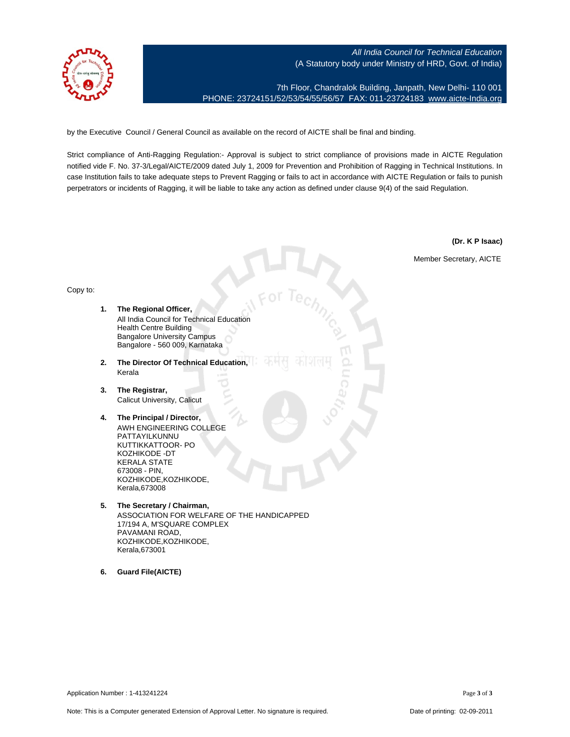by the Executive Council / General Council as available on the record of AICTE shall be final and binding.

Strict compliance of Anti-Ragging Regulation:- Approval is subject to strict compliance of provisions made in AICTE Regulation notified vide F. No. 37-3/Legal/AICTE/2009 dated July 1, 2009 for Prevention and Prohibition of Ragging in Technical Institutions. In case Institution fails to take adequate steps to Prevent Ragging or fails to act in accordance with AICTE Regulation or fails to punish perpetrators or incidents of Ragging, it will be liable to take any action as defined under clause 9(4) of the said Regulation.

**(Dr. K P Isaac)**

Member Secretary, AICTE

Copy to:

1. **The Regional Officer,**
   All India Council for Technical Education
   Health Centre Building
   Bangalore University Campus
   Bangalore - 560 009, Karnataka

2. **The Director Of Technical Education,**
   Kerala

3. **The Registrar,**
   Calicut University, Calicut

4. **The Principal / Director,**
   AWH ENGINEERING COLLEGE
   PATTAYILKUNNU
   KUTTIKKATTOOR- PO
   KOZHIKODE -DT
   KERALA STATE
   673008 - PIN,
   KOZHIKODE,KOZHIKODE,
   Kerala,673008

5. **The Secretary / Chairman,**
   ASSOCIATION FOR WELFARE OF THE HANDICAPPED
   17/194 A, M'SQUARE COMPLEX
   PAVAMANI ROAD,
   KOZHIKODE,KOZHIKODE,
   Kerala,673001

6. **Guard File(AICTE)**

Application Number : 1-413241224

Note: This is a Computer generated Extension of Approval Letter. No signature is required.

Date of printing: 02-09-2011